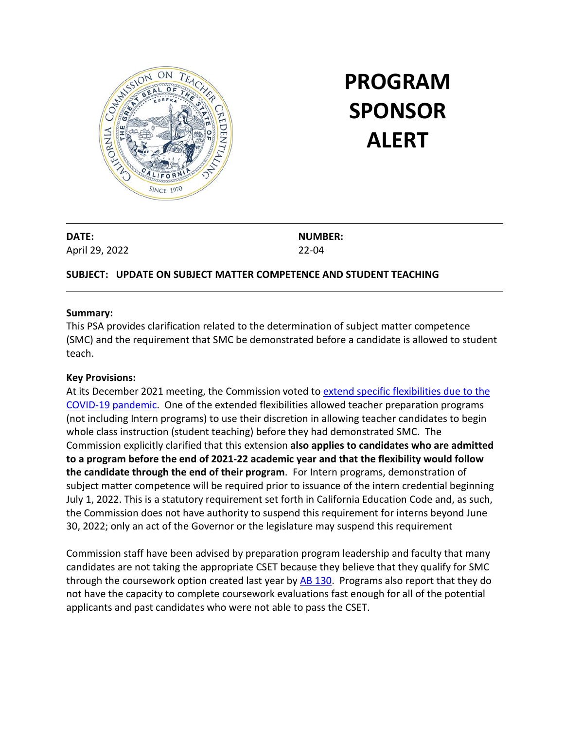# PROGRAM SPONSOR ALERT

**DATE:**
April 29, 2022

**NUMBER:**
22-04

**SUBJECT: UPDATE ON SUBJECT MATTER COMPETENCE AND STUDENT TEACHING**

**Summary:**
This PSA provides clarification related to the determination of subject matter competence (SMC) and the requirement that SMC be demonstrated before a candidate is allowed to student teach.

**Key Provisions:**
At its December 2021 meeting, the Commission voted to extend specific flexibilities due to the COVID-19 pandemic. One of the extended flexibilities allowed teacher preparation programs (not including Intern programs) to use their discretion in allowing teacher candidates to begin whole class instruction (student teaching) before they had demonstrated SMC. The Commission explicitly clarified that this extension **also applies to candidates who are admitted to a program before the end of 2021-22 academic year and that the flexibility would follow the candidate through the end of their program**. For Intern programs, demonstration of subject matter competence will be required prior to issuance of the intern credential beginning July 1, 2022. This is a statutory requirement set forth in California Education Code and, as such, the Commission does not have authority to suspend this requirement for interns beyond June 30, 2022; only an act of the Governor or the legislature may suspend this requirement

Commission staff have been advised by preparation program leadership and faculty that many candidates are not taking the appropriate CSET because they believe that they qualify for SMC through the coursework option created last year by AB 130. Programs also report that they do not have the capacity to complete coursework evaluations fast enough for all of the potential applicants and past candidates who were not able to pass the CSET.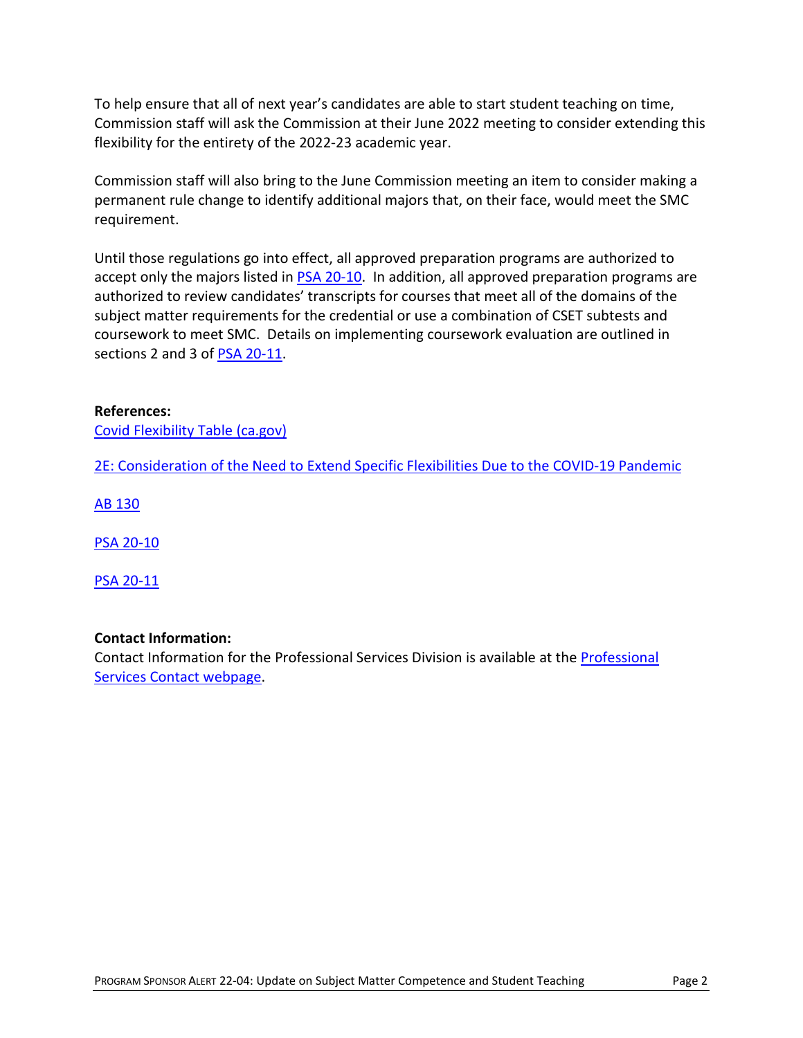To help ensure that all of next year's candidates are able to start student teaching on time, Commission staff will ask the Commission at their June 2022 meeting to consider extending this flexibility for the entirety of the 2022-23 academic year.

Commission staff will also bring to the June Commission meeting an item to consider making a permanent rule change to identify additional majors that, on their face, would meet the SMC requirement.

Until those regulations go into effect, all approved preparation programs are authorized to accept only the majors listed in PSA 20-10. In addition, all approved preparation programs are authorized to review candidates' transcripts for courses that meet all of the domains of the subject matter requirements for the credential or use a combination of CSET subtests and coursework to meet SMC. Details on implementing coursework evaluation are outlined in sections 2 and 3 of PSA 20-11.

**References:**

Covid Flexibility Table (ca.gov)

2E: Consideration of the Need to Extend Specific Flexibilities Due to the COVID-19 Pandemic

AB 130

PSA 20-10

PSA 20-11

**Contact Information:**

Contact Information for the Professional Services Division is available at the Professional Services Contact webpage.